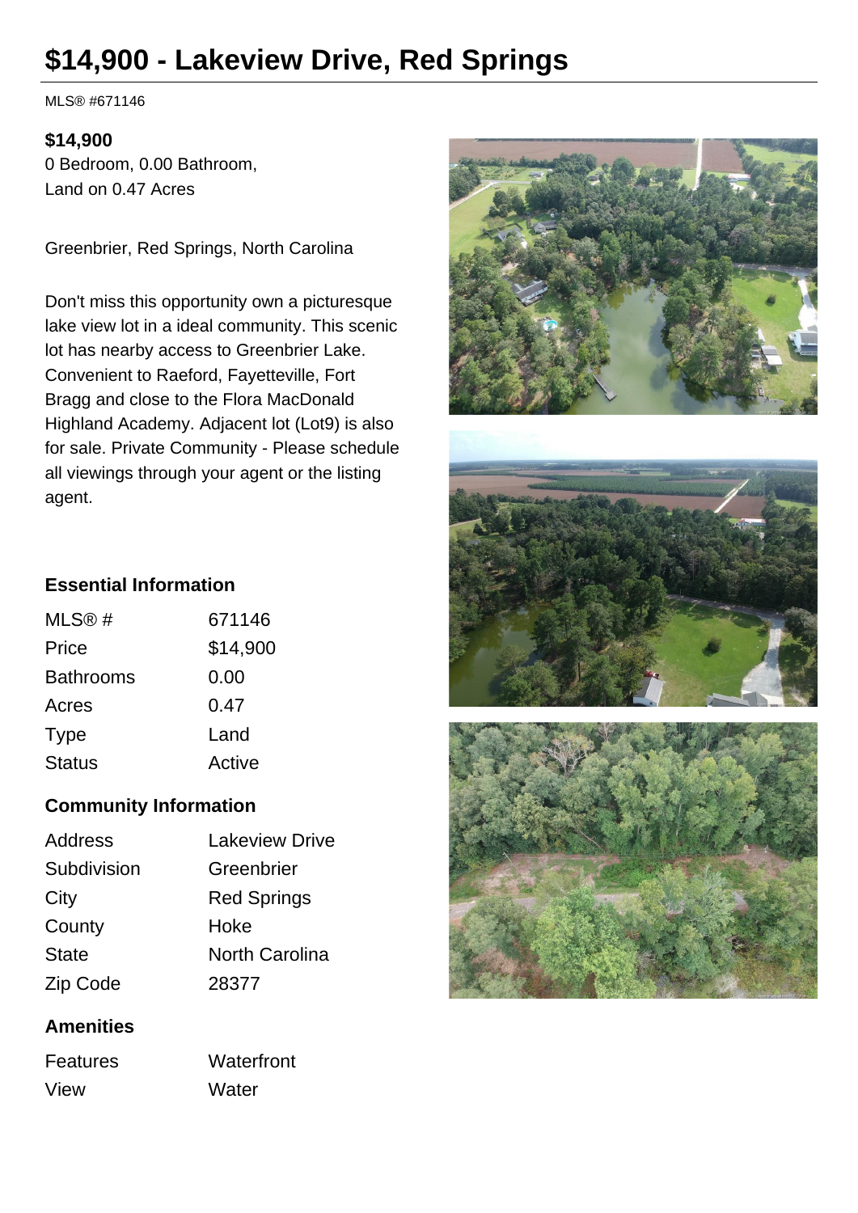# $14,900 - Lakeview Drive, Red Springs

MLS® #671146

**$14,900**
0 Bedroom, 0.00 Bathroom,
Land on 0.47 Acres

Greenbrier, Red Springs, North Carolina

Don't miss this opportunity own a picturesque lake view lot in a ideal community. This scenic lot has nearby access to Greenbrier Lake. Convenient to Raeford, Fayetteville, Fort Bragg and close to the Flora MacDonald Highland Academy. Adjacent lot (Lot9) is also for sale. Private Community - Please schedule all viewings through your agent or the listing agent.

### Essential Information

| | |
|---|---|
| MLS® # | 671146 |
| Price | $14,900 |
| Bathrooms | 0.00 |
| Acres | 0.47 |
| Type | Land |
| Status | Active |

### Community Information

| | |
|---|---|
| Address | Lakeview Drive |
| Subdivision | Greenbrier |
| City | Red Springs |
| County | Hoke |
| State | North Carolina |
| Zip Code | 28377 |

### Amenities

| | |
|---|---|
| Features | Waterfront |
| View | Water |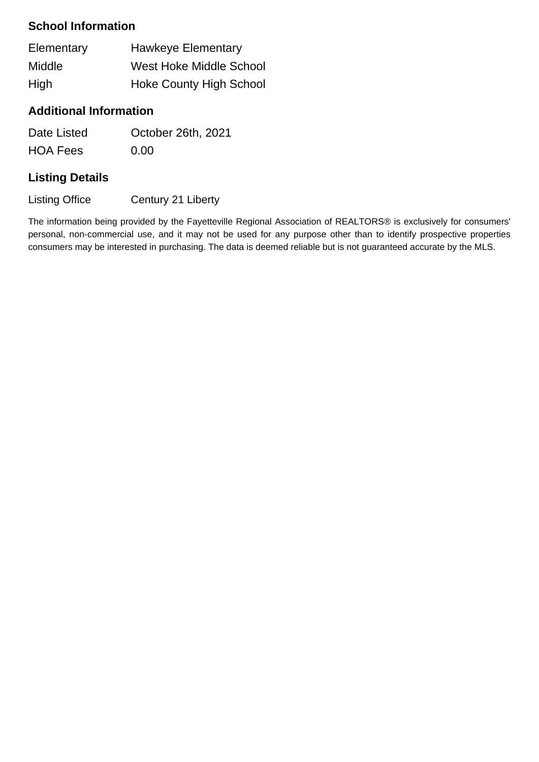## School Information

| | |
|---|---|
| Elementary | Hawkeye Elementary |
| Middle | West Hoke Middle School |
| High | Hoke County High School |

## Additional Information

| | |
|---|---|
| Date Listed | October 26th, 2021 |
| HOA Fees | 0.00 |

## Listing Details

| | |
|---|---|
| Listing Office | Century 21 Liberty |

The information being provided by the Fayetteville Regional Association of REALTORS® is exclusively for consumers' personal, non-commercial use, and it may not be used for any purpose other than to identify prospective properties consumers may be interested in purchasing. The data is deemed reliable but is not guaranteed accurate by the MLS.